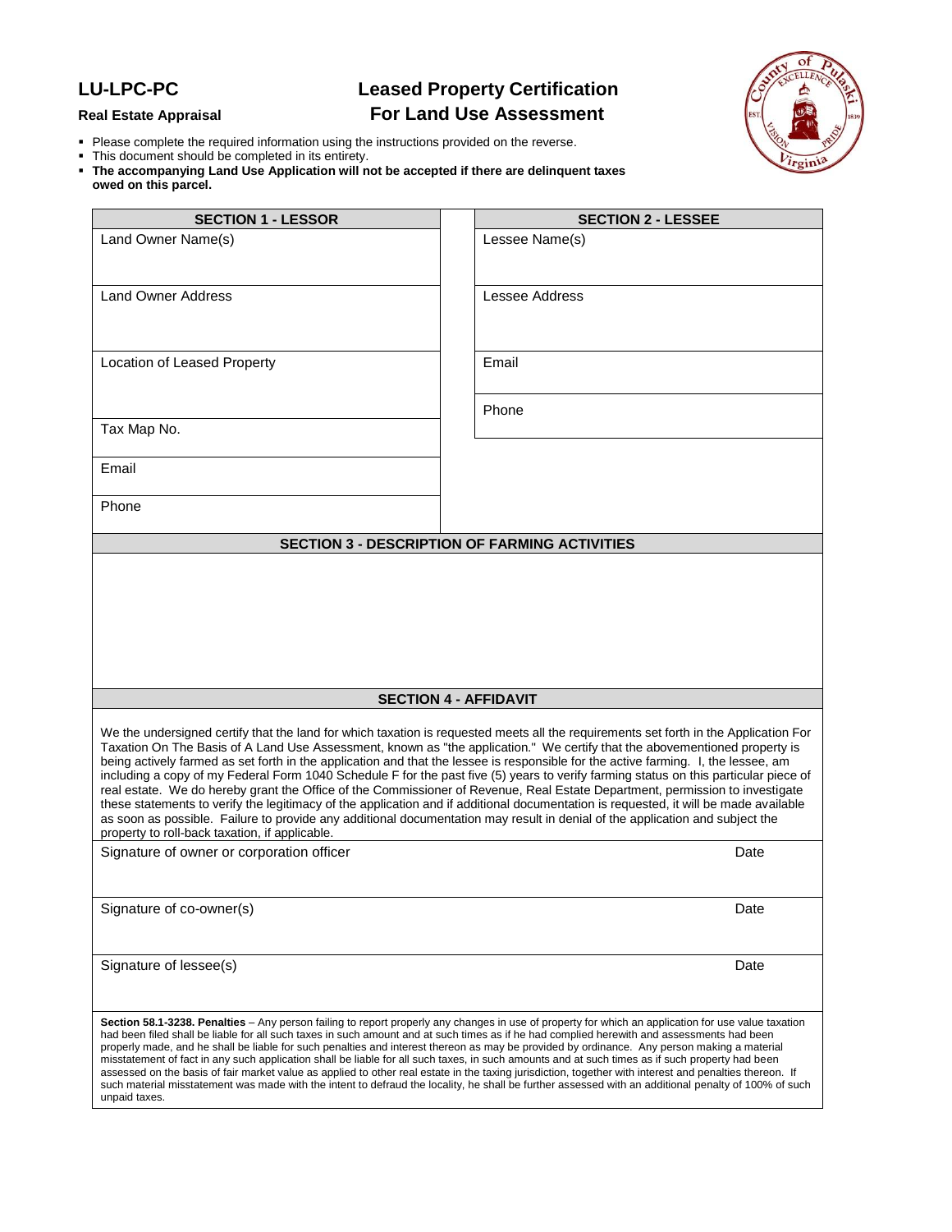**LU-LPC-PC**

**Real Estate Appraisal**

# Leased Property Certification For Land Use Assessment

- Please complete the required information using the instructions provided on the reverse.
- This document should be completed in its entirety.
- **The accompanying Land Use Application will not be accepted if there are delinquent taxes owed on this parcel.**

| SECTION 1 - LESSOR | SECTION 2 - LESSEE |
|---|---|
| Land Owner Name(s) | Lessee Name(s) |
| Land Owner Address | Lessee Address |
| Location of Leased Property | Email |
| | Phone |
| Tax Map No. | |
| Email | |
| Phone | |

## SECTION 3 - DESCRIPTION OF FARMING ACTIVITIES

## SECTION 4 - AFFIDAVIT

We the undersigned certify that the land for which taxation is requested meets all the requirements set forth in the Application For Taxation On The Basis of A Land Use Assessment, known as "the application." We certify that the abovementioned property is being actively farmed as set forth in the application and that the lessee is responsible for the active farming. I, the lessee, am including a copy of my Federal Form 1040 Schedule F for the past five (5) years to verify farming status on this particular piece of real estate. We do hereby grant the Office of the Commissioner of Revenue, Real Estate Department, permission to investigate these statements to verify the legitimacy of the application and if additional documentation is requested, it will be made available as soon as possible. Failure to provide any additional documentation may result in denial of the application and subject the property to roll-back taxation, if applicable.

| Signature | Date |
|---|---|
| Signature of owner or corporation officer | Date |
| Signature of co-owner(s) | Date |
| Signature of lessee(s) | Date |

**Section 58.1-3238. Penalties** – Any person failing to report properly any changes in use of property for which an application for use value taxation had been filed shall be liable for all such taxes in such amount and at such times as if he had complied herewith and assessments had been properly made, and he shall be liable for such penalties and interest thereon as may be provided by ordinance. Any person making a material misstatement of fact in any such application shall be liable for all such taxes, in such amounts and at such times as if such property had been assessed on the basis of fair market value as applied to other real estate in the taxing jurisdiction, together with interest and penalties thereon. If such material misstatement was made with the intent to defraud the locality, he shall be further assessed with an additional penalty of 100% of such unpaid taxes.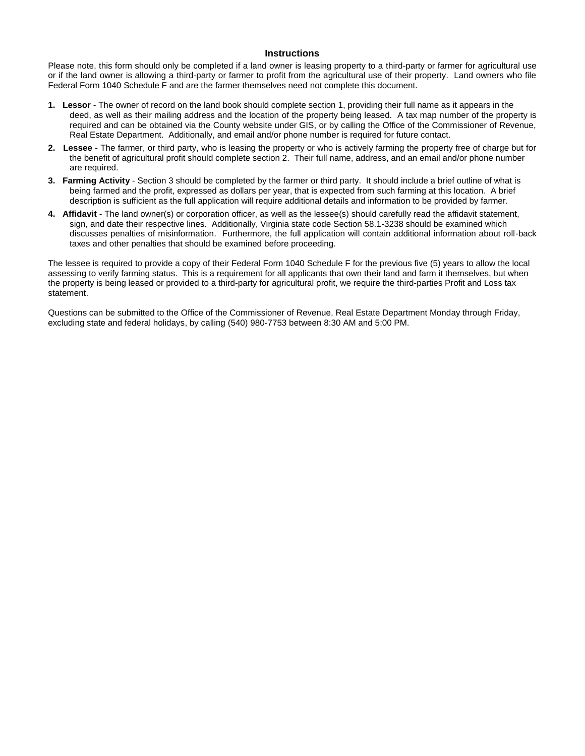## Instructions

Please note, this form should only be completed if a land owner is leasing property to a third-party or farmer for agricultural use or if the land owner is allowing a third-party or farmer to profit from the agricultural use of their property. Land owners who file Federal Form 1040 Schedule F and are the farmer themselves need not complete this document.

1. **Lessor** - The owner of record on the land book should complete section 1, providing their full name as it appears in the deed, as well as their mailing address and the location of the property being leased. A tax map number of the property is required and can be obtained via the County website under GIS, or by calling the Office of the Commissioner of Revenue, Real Estate Department. Additionally, and email and/or phone number is required for future contact.
2. **Lessee** - The farmer, or third party, who is leasing the property or who is actively farming the property free of charge but for the benefit of agricultural profit should complete section 2. Their full name, address, and an email and/or phone number are required.
3. **Farming Activity** - Section 3 should be completed by the farmer or third party. It should include a brief outline of what is being farmed and the profit, expressed as dollars per year, that is expected from such farming at this location. A brief description is sufficient as the full application will require additional details and information to be provided by farmer.
4. **Affidavit** - The land owner(s) or corporation officer, as well as the lessee(s) should carefully read the affidavit statement, sign, and date their respective lines. Additionally, Virginia state code Section 58.1-3238 should be examined which discusses penalties of misinformation. Furthermore, the full application will contain additional information about roll-back taxes and other penalties that should be examined before proceeding.

The lessee is required to provide a copy of their Federal Form 1040 Schedule F for the previous five (5) years to allow the local assessing to verify farming status. This is a requirement for all applicants that own their land and farm it themselves, but when the property is being leased or provided to a third-party for agricultural profit, we require the third-parties Profit and Loss tax statement.

Questions can be submitted to the Office of the Commissioner of Revenue, Real Estate Department Monday through Friday, excluding state and federal holidays, by calling (540) 980-7753 between 8:30 AM and 5:00 PM.